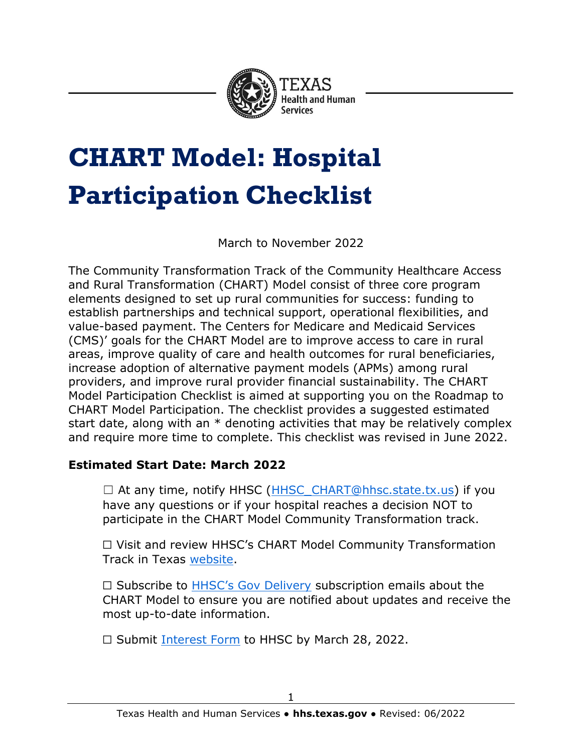# CHART Model: Hospital Participation Checklist

March to November 2022

The Community Transformation Track of the Community Healthcare Access and Rural Transformation (CHART) Model consist of three core program elements designed to set up rural communities for success: funding to establish partnerships and technical support, operational flexibilities, and value-based payment. The Centers for Medicare and Medicaid Services (CMS)' goals for the CHART Model are to improve access to care in rural areas, improve quality of care and health outcomes for rural beneficiaries, increase adoption of alternative payment models (APMs) among rural providers, and improve rural provider financial sustainability. The CHART Model Participation Checklist is aimed at supporting you on the Roadmap to CHART Model Participation. The checklist provides a suggested estimated start date, along with an * denoting activities that may be relatively complex and require more time to complete. This checklist was revised in June 2022.

**Estimated Start Date: March 2022**

☐ At any time, notify HHSC (HHSC_CHART@hhsc.state.tx.us) if you have any questions or if your hospital reaches a decision NOT to participate in the CHART Model Community Transformation track.

☐ Visit and review HHSC's CHART Model Community Transformation Track in Texas website.

☐ Subscribe to HHSC's Gov Delivery subscription emails about the CHART Model to ensure you are notified about updates and receive the most up-to-date information.

☐ Submit Interest Form to HHSC by March 28, 2022.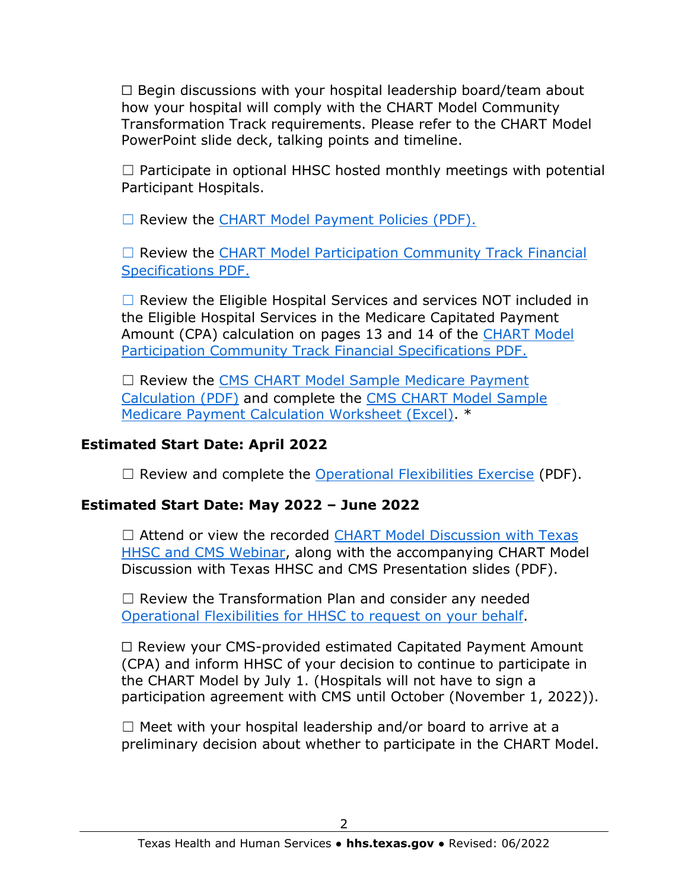☐ Begin discussions with your hospital leadership board/team about how your hospital will comply with the CHART Model Community Transformation Track requirements. Please refer to the CHART Model PowerPoint slide deck, talking points and timeline.

☐ Participate in optional HHSC hosted monthly meetings with potential Participant Hospitals.

☐ Review the CHART Model Payment Policies (PDF).

☐ Review the CHART Model Participation Community Track Financial Specifications PDF.

☐ Review the Eligible Hospital Services and services NOT included in the Eligible Hospital Services in the Medicare Capitated Payment Amount (CPA) calculation on pages 13 and 14 of the CHART Model Participation Community Track Financial Specifications PDF.

☐ Review the CMS CHART Model Sample Medicare Payment Calculation (PDF) and complete the CMS CHART Model Sample Medicare Payment Calculation Worksheet (Excel). *

**Estimated Start Date: April 2022**

☐ Review and complete the Operational Flexibilities Exercise (PDF).

**Estimated Start Date: May 2022 – June 2022**

☐ Attend or view the recorded CHART Model Discussion with Texas HHSC and CMS Webinar, along with the accompanying CHART Model Discussion with Texas HHSC and CMS Presentation slides (PDF).

☐ Review the Transformation Plan and consider any needed Operational Flexibilities for HHSC to request on your behalf.

☐ Review your CMS-provided estimated Capitated Payment Amount (CPA) and inform HHSC of your decision to continue to participate in the CHART Model by July 1. (Hospitals will not have to sign a participation agreement with CMS until October (November 1, 2022)).

☐ Meet with your hospital leadership and/or board to arrive at a preliminary decision about whether to participate in the CHART Model.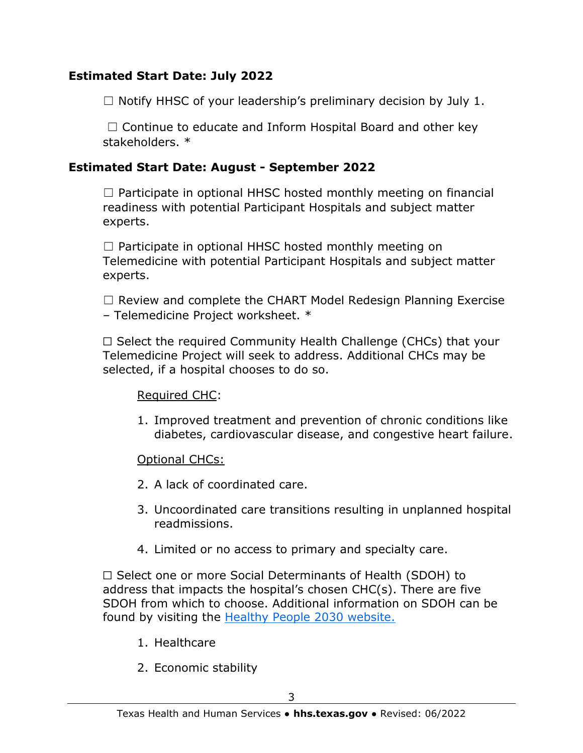**Estimated Start Date: July 2022**

☐ Notify HHSC of your leadership's preliminary decision by July 1.

☐ Continue to educate and Inform Hospital Board and other key stakeholders. *

**Estimated Start Date: August - September 2022**

☐ Participate in optional HHSC hosted monthly meeting on financial readiness with potential Participant Hospitals and subject matter experts.

☐ Participate in optional HHSC hosted monthly meeting on Telemedicine with potential Participant Hospitals and subject matter experts.

☐ Review and complete the CHART Model Redesign Planning Exercise – Telemedicine Project worksheet. *

☐ Select the required Community Health Challenge (CHCs) that your Telemedicine Project will seek to address. Additional CHCs may be selected, if a hospital chooses to do so.

Required CHC:

1. Improved treatment and prevention of chronic conditions like diabetes, cardiovascular disease, and congestive heart failure.

Optional CHCs:

2. A lack of coordinated care.
3. Uncoordinated care transitions resulting in unplanned hospital readmissions.
4. Limited or no access to primary and specialty care.

☐ Select one or more Social Determinants of Health (SDOH) to address that impacts the hospital's chosen CHC(s). There are five SDOH from which to choose. Additional information on SDOH can be found by visiting the [Healthy People 2030 website.]()

1. Healthcare
2. Economic stability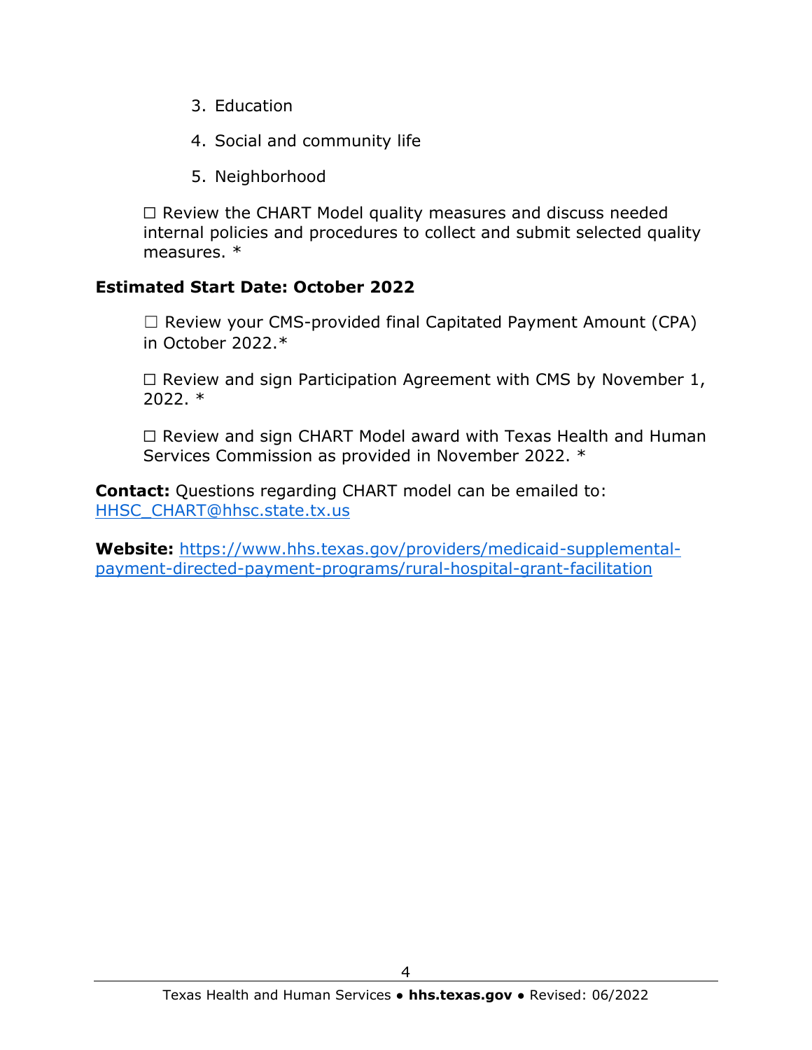3. Education
4. Social and community life
5. Neighborhood

☐ Review the CHART Model quality measures and discuss needed internal policies and procedures to collect and submit selected quality measures. *

**Estimated Start Date: October 2022**

☐ Review your CMS-provided final Capitated Payment Amount (CPA) in October 2022.*

☐ Review and sign Participation Agreement with CMS by November 1, 2022. *

☐ Review and sign CHART Model award with Texas Health and Human Services Commission as provided in November 2022. *

**Contact:** Questions regarding CHART model can be emailed to: [HHSC_CHART@hhsc.state.tx.us](mailto:HHSC_CHART@hhsc.state.tx.us)

**Website:** [https://www.hhs.texas.gov/providers/medicaid-supplemental-payment-directed-payment-programs/rural-hospital-grant-facilitation](https://www.hhs.texas.gov/providers/medicaid-supplemental-payment-directed-payment-programs/rural-hospital-grant-facilitation)